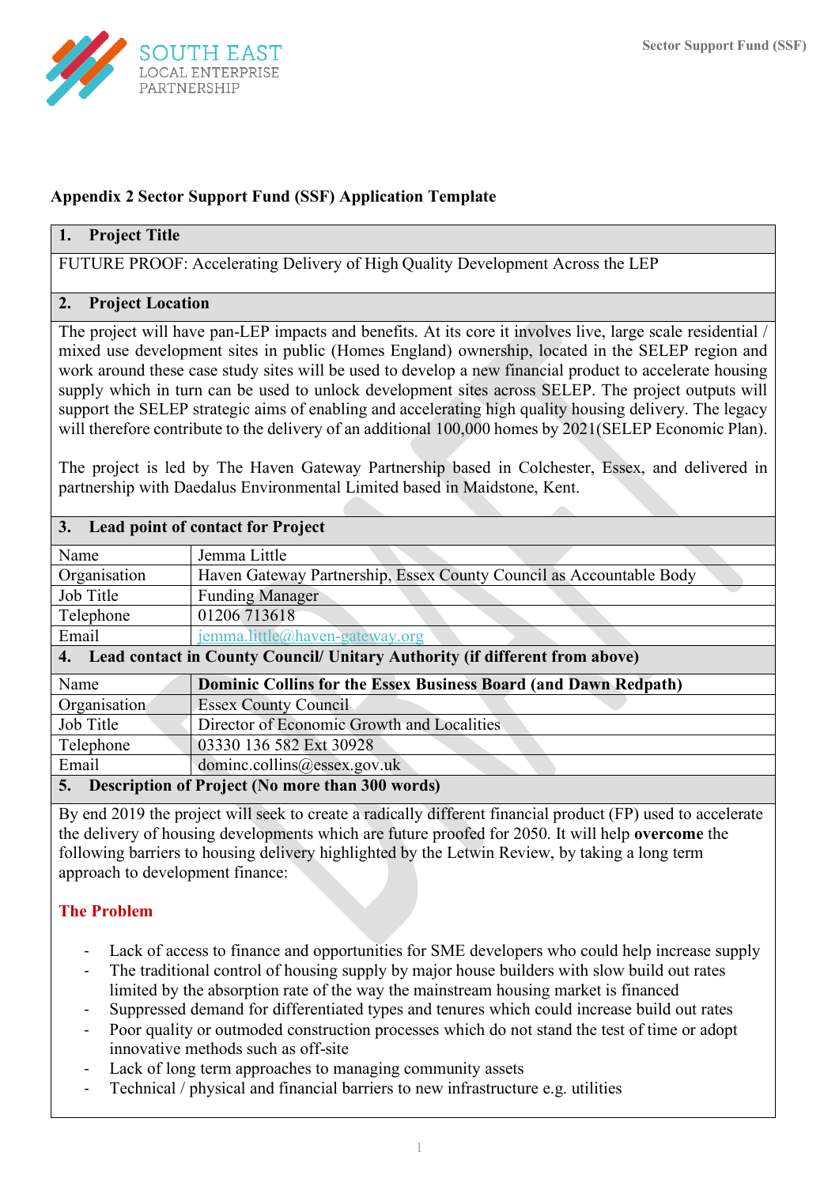## Appendix 2 Sector Support Fund (SSF) Application Template

### 1. Project Title

FUTURE PROOF: Accelerating Delivery of High Quality Development Across the LEP

### 2. Project Location

The project will have pan-LEP impacts and benefits. At its core it involves live, large scale residential / mixed use development sites in public (Homes England) ownership, located in the SELEP region and work around these case study sites will be used to develop a new financial product to accelerate housing supply which in turn can be used to unlock development sites across SELEP. The project outputs will support the SELEP strategic aims of enabling and accelerating high quality housing delivery. The legacy will therefore contribute to the delivery of an additional 100,000 homes by 2021(SELEP Economic Plan).

The project is led by The Haven Gateway Partnership based in Colchester, Essex, and delivered in partnership with Daedalus Environmental Limited based in Maidstone, Kent.

### 3. Lead point of contact for Project

| | |
|---|---|
| Name | Jemma Little |
| Organisation | Haven Gateway Partnership, Essex County Council as Accountable Body |
| Job Title | Funding Manager |
| Telephone | 01206 713618 |
| Email | jemma.little@haven-gateway.org |

### 4. Lead contact in County Council/ Unitary Authority (if different from above)

| | |
|---|---|
| Name | **Dominic Collins for the Essex Business Board (and Dawn Redpath)** |
| Organisation | Essex County Council |
| Job Title | Director of Economic Growth and Localities |
| Telephone | 03330 136 582 Ext 30928 |
| Email | dominc.collins@essex.gov.uk |

### 5. Description of Project (No more than 300 words)

By end 2019 the project will seek to create a radically different financial product (FP) used to accelerate the delivery of housing developments which are future proofed for 2050. It will help **overcome** the following barriers to housing delivery highlighted by the Letwin Review, by taking a long term approach to development finance:

**The Problem**

- Lack of access to finance and opportunities for SME developers who could help increase supply
- The traditional control of housing supply by major house builders with slow build out rates limited by the absorption rate of the way the mainstream housing market is financed
- Suppressed demand for differentiated types and tenures which could increase build out rates
- Poor quality or outmoded construction processes which do not stand the test of time or adopt innovative methods such as off-site
- Lack of long term approaches to managing community assets
- Technical / physical and financial barriers to new infrastructure e.g. utilities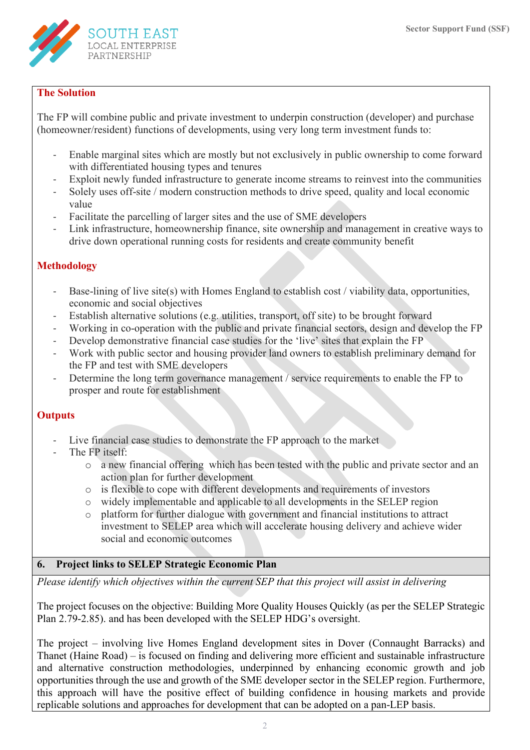### The Solution

The FP will combine public and private investment to underpin construction (developer) and purchase (homeowner/resident) functions of developments, using very long term investment funds to:

- Enable marginal sites which are mostly but not exclusively in public ownership to come forward with differentiated housing types and tenures
- Exploit newly funded infrastructure to generate income streams to reinvest into the communities
- Solely uses off-site / modern construction methods to drive speed, quality and local economic value
- Facilitate the parcelling of larger sites and the use of SME developers
- Link infrastructure, homeownership finance, site ownership and management in creative ways to drive down operational running costs for residents and create community benefit

### Methodology

- Base-lining of live site(s) with Homes England to establish cost / viability data, opportunities, economic and social objectives
- Establish alternative solutions (e.g. utilities, transport, off site) to be brought forward
- Working in co-operation with the public and private financial sectors, design and develop the FP
- Develop demonstrative financial case studies for the 'live' sites that explain the FP
- Work with public sector and housing provider land owners to establish preliminary demand for the FP and test with SME developers
- Determine the long term governance management / service requirements to enable the FP to prosper and route for establishment

### Outputs

- Live financial case studies to demonstrate the FP approach to the market
- The FP itself:
  - a new financial offering which has been tested with the public and private sector and an action plan for further development
  - is flexible to cope with different developments and requirements of investors
  - widely implementable and applicable to all developments in the SELEP region
  - platform for further dialogue with government and financial institutions to attract investment to SELEP area which will accelerate housing delivery and achieve wider social and economic outcomes

## 6. Project links to SELEP Strategic Economic Plan

*Please identify which objectives within the current SEP that this project will assist in delivering*

The project focuses on the objective: Building More Quality Houses Quickly (as per the SELEP Strategic Plan 2.79-2.85). and has been developed with the SELEP HDG's oversight.

The project – involving live Homes England development sites in Dover (Connaught Barracks) and Thanet (Haine Road) – is focused on finding and delivering more efficient and sustainable infrastructure and alternative construction methodologies, underpinned by enhancing economic growth and job opportunities through the use and growth of the SME developer sector in the SELEP region. Furthermore, this approach will have the positive effect of building confidence in housing markets and provide replicable solutions and approaches for development that can be adopted on a pan-LEP basis.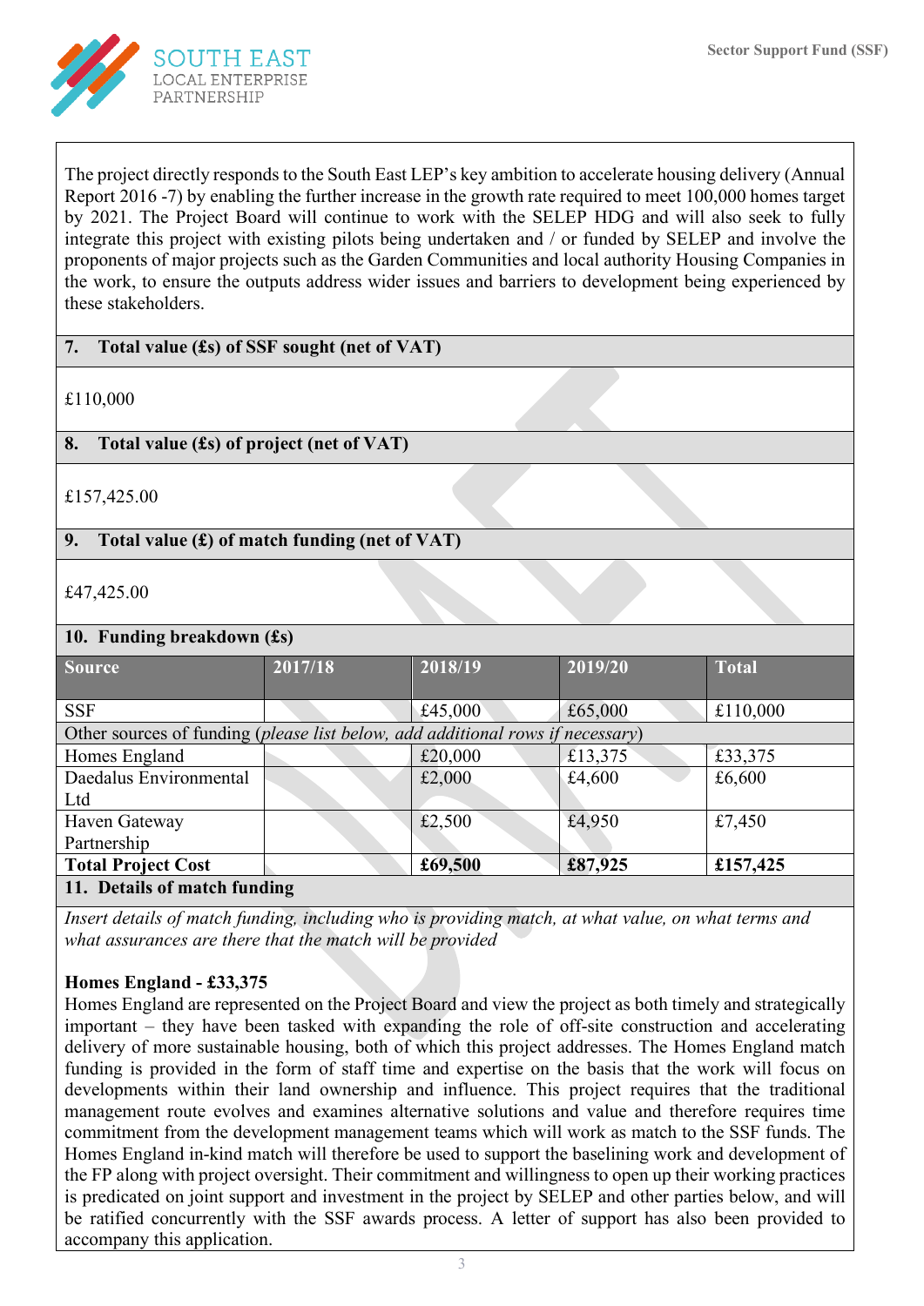The project directly responds to the South East LEP's key ambition to accelerate housing delivery (Annual Report 2016 -7) by enabling the further increase in the growth rate required to meet 100,000 homes target by 2021. The Project Board will continue to work with the SELEP HDG and will also seek to fully integrate this project with existing pilots being undertaken and / or funded by SELEP and involve the proponents of major projects such as the Garden Communities and local authority Housing Companies in the work, to ensure the outputs address wider issues and barriers to development being experienced by these stakeholders.

## 7. Total value (£s) of SSF sought (net of VAT)

£110,000

## 8. Total value (£s) of project (net of VAT)

£157,425.00

## 9. Total value (£) of match funding (net of VAT)

£47,425.00

## 10. Funding breakdown (£s)

| Source | 2017/18 | 2018/19 | 2019/20 | Total |
|---|---|---|---|---|
| SSF | | £45,000 | £65,000 | £110,000 |
| Other sources of funding (*please list below, add additional rows if necessary*) | | | | |
| Homes England | | £20,000 | £13,375 | £33,375 |
| Daedalus Environmental Ltd | | £2,000 | £4,600 | £6,600 |
| Haven Gateway Partnership | | £2,500 | £4,950 | £7,450 |
| **Total Project Cost** | | **£69,500** | **£87,925** | **£157,425** |

## 11. Details of match funding

*Insert details of match funding, including who is providing match, at what value, on what terms and what assurances are there that the match will be provided*

**Homes England - £33,375**

Homes England are represented on the Project Board and view the project as both timely and strategically important – they have been tasked with expanding the role of off-site construction and accelerating delivery of more sustainable housing, both of which this project addresses. The Homes England match funding is provided in the form of staff time and expertise on the basis that the work will focus on developments within their land ownership and influence. This project requires that the traditional management route evolves and examines alternative solutions and value and therefore requires time commitment from the development management teams which will work as match to the SSF funds. The Homes England in-kind match will therefore be used to support the baselining work and development of the FP along with project oversight. Their commitment and willingness to open up their working practices is predicated on joint support and investment in the project by SELEP and other parties below, and will be ratified concurrently with the SSF awards process. A letter of support has also been provided to accompany this application.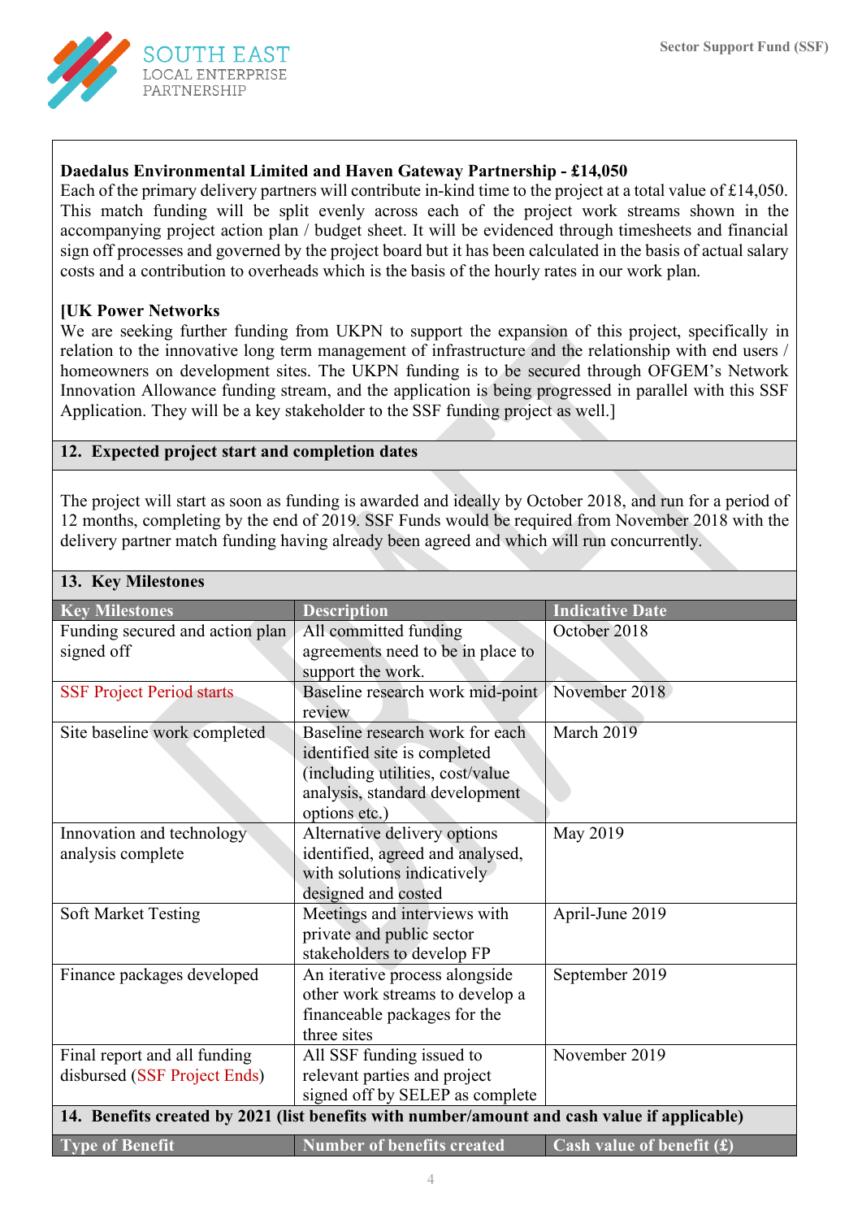**Daedalus Environmental Limited and Haven Gateway Partnership - £14,050**

Each of the primary delivery partners will contribute in-kind time to the project at a total value of £14,050. This match funding will be split evenly across each of the project work streams shown in the accompanying project action plan / budget sheet. It will be evidenced through timesheets and financial sign off processes and governed by the project board but it has been calculated in the basis of actual salary costs and a contribution to overheads which is the basis of the hourly rates in our work plan.

**[UK Power Networks**

We are seeking further funding from UKPN to support the expansion of this project, specifically in relation to the innovative long term management of infrastructure and the relationship with end users / homeowners on development sites. The UKPN funding is to be secured through OFGEM's Network Innovation Allowance funding stream, and the application is being progressed in parallel with this SSF Application. They will be a key stakeholder to the SSF funding project as well.]

## 12. Expected project start and completion dates

The project will start as soon as funding is awarded and ideally by October 2018, and run for a period of 12 months, completing by the end of 2019. SSF Funds would be required from November 2018 with the delivery partner match funding having already been agreed and which will run concurrently.

## 13. Key Milestones

| Key Milestones | Description | Indicative Date |
|---|---|---|
| Funding secured and action plan signed off | All committed funding agreements need to be in place to support the work. | October 2018 |
| SSF Project Period starts | Baseline research work mid-point review | November 2018 |
| Site baseline work completed | Baseline research work for each identified site is completed (including utilities, cost/value analysis, standard development options etc.) | March 2019 |
| Innovation and technology analysis complete | Alternative delivery options identified, agreed and analysed, with solutions indicatively designed and costed | May 2019 |
| Soft Market Testing | Meetings and interviews with private and public sector stakeholders to develop FP | April-June 2019 |
| Finance packages developed | An iterative process alongside other work streams to develop a financeable packages for the three sites | September 2019 |
| Final report and all funding disbursed (SSF Project Ends) | All SSF funding issued to relevant parties and project signed off by SELEP as complete | November 2019 |

## 14. Benefits created by 2021 (list benefits with number/amount and cash value if applicable)

| Type of Benefit | Number of benefits created | Cash value of benefit (£) |
|---|---|---|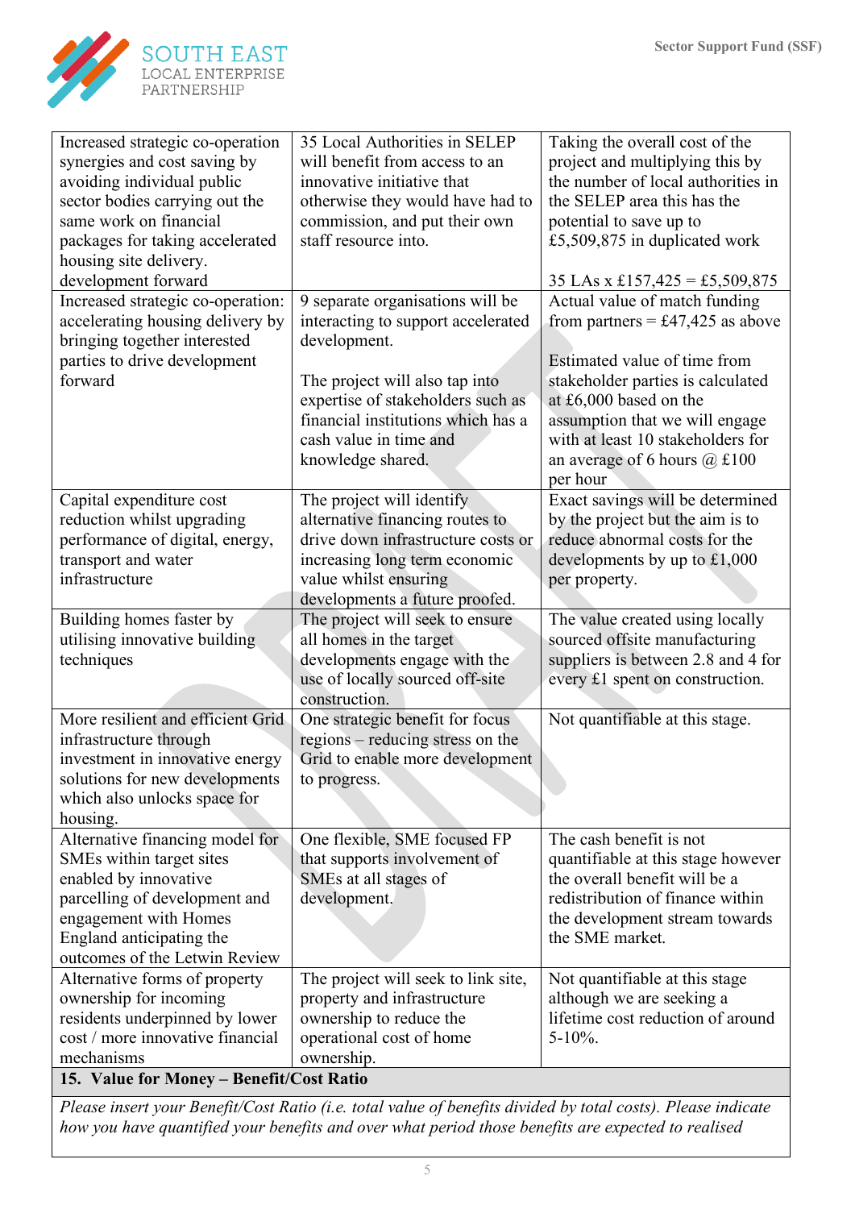| | | |
|---|---|---|
| Increased strategic co-operation synergies and cost saving by avoiding individual public sector bodies carrying out the same work on financial packages for taking accelerated housing site delivery. development forward | 35 Local Authorities in SELEP will benefit from access to an innovative initiative that otherwise they would have had to commission, and put their own staff resource into. | Taking the overall cost of the project and multiplying this by the number of local authorities in the SELEP area this has the potential to save up to £5,509,875 in duplicated work<br><br>35 LAs x £157,425 = £5,509,875 |
| Increased strategic co-operation: accelerating housing delivery by bringing together interested parties to drive development forward | 9 separate organisations will be interacting to support accelerated development.<br><br>The project will also tap into expertise of stakeholders such as financial institutions which has a cash value in time and knowledge shared. | Actual value of match funding from partners = £47,425 as above<br><br>Estimated value of time from stakeholder parties is calculated at £6,000 based on the assumption that we will engage with at least 10 stakeholders for an average of 6 hours @ £100 per hour |
| Capital expenditure cost reduction whilst upgrading performance of digital, energy, transport and water infrastructure | The project will identify alternative financing routes to drive down infrastructure costs or increasing long term economic value whilst ensuring developments a future proofed. | Exact savings will be determined by the project but the aim is to reduce abnormal costs for the developments by up to £1,000 per property. |
| Building homes faster by utilising innovative building techniques | The project will seek to ensure all homes in the target developments engage with the use of locally sourced off-site construction. | The value created using locally sourced offsite manufacturing suppliers is between 2.8 and 4 for every £1 spent on construction. |
| More resilient and efficient Grid infrastructure through investment in innovative energy solutions for new developments which also unlocks space for housing. | One strategic benefit for focus regions – reducing stress on the Grid to enable more development to progress. | Not quantifiable at this stage. |
| Alternative financing model for SMEs within target sites enabled by innovative parcelling of development and engagement with Homes England anticipating the outcomes of the Letwin Review | One flexible, SME focused FP that supports involvement of SMEs at all stages of development. | The cash benefit is not quantifiable at this stage however the overall benefit will be a redistribution of finance within the development stream towards the SME market. |
| Alternative forms of property ownership for incoming residents underpinned by lower cost / more innovative financial mechanisms | The project will seek to link site, property and infrastructure ownership to reduce the operational cost of home ownership. | Not quantifiable at this stage although we are seeking a lifetime cost reduction of around 5-10%. |

| **15. Value for Money – Benefit/Cost Ratio** |
|---|
| *Please insert your Benefit/Cost Ratio (i.e. total value of benefits divided by total costs). Please indicate how you have quantified your benefits and over what period those benefits are expected to realised* |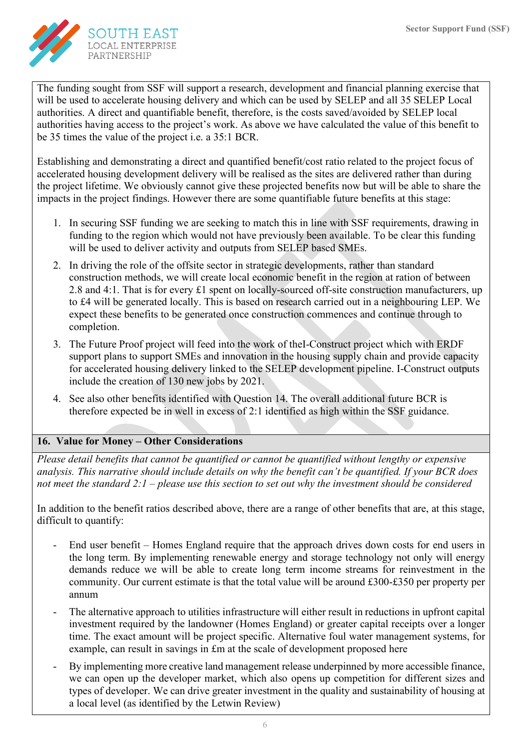The funding sought from SSF will support a research, development and financial planning exercise that will be used to accelerate housing delivery and which can be used by SELEP and all 35 SELEP Local authorities. A direct and quantifiable benefit, therefore, is the costs saved/avoided by SELEP local authorities having access to the project's work. As above we have calculated the value of this benefit to be 35 times the value of the project i.e. a 35:1 BCR.

Establishing and demonstrating a direct and quantified benefit/cost ratio related to the project focus of accelerated housing development delivery will be realised as the sites are delivered rather than during the project lifetime. We obviously cannot give these projected benefits now but will be able to share the impacts in the project findings. However there are some quantifiable future benefits at this stage:

1. In securing SSF funding we are seeking to match this in line with SSF requirements, drawing in funding to the region which would not have previously been available. To be clear this funding will be used to deliver activity and outputs from SELEP based SMEs.
2. In driving the role of the offsite sector in strategic developments, rather than standard construction methods, we will create local economic benefit in the region at ration of between 2.8 and 4:1. That is for every £1 spent on locally-sourced off-site construction manufacturers, up to £4 will be generated locally. This is based on research carried out in a neighbouring LEP. We expect these benefits to be generated once construction commences and continue through to completion.
3. The Future Proof project will feed into the work of theI-Construct project which with ERDF support plans to support SMEs and innovation in the housing supply chain and provide capacity for accelerated housing delivery linked to the SELEP development pipeline. I-Construct outputs include the creation of 130 new jobs by 2021.
4. See also other benefits identified with Question 14. The overall additional future BCR is therefore expected be in well in excess of 2:1 identified as high within the SSF guidance.

## 16. Value for Money – Other Considerations

*Please detail benefits that cannot be quantified or cannot be quantified without lengthy or expensive analysis. This narrative should include details on why the benefit can't be quantified. If your BCR does not meet the standard 2:1 – please use this section to set out why the investment should be considered*

In addition to the benefit ratios described above, there are a range of other benefits that are, at this stage, difficult to quantify:

- End user benefit – Homes England require that the approach drives down costs for end users in the long term. By implementing renewable energy and storage technology not only will energy demands reduce we will be able to create long term income streams for reinvestment in the community. Our current estimate is that the total value will be around £300-£350 per property per annum
- The alternative approach to utilities infrastructure will either result in reductions in upfront capital investment required by the landowner (Homes England) or greater capital receipts over a longer time. The exact amount will be project specific. Alternative foul water management systems, for example, can result in savings in £m at the scale of development proposed here
- By implementing more creative land management release underpinned by more accessible finance, we can open up the developer market, which also opens up competition for different sizes and types of developer. We can drive greater investment in the quality and sustainability of housing at a local level (as identified by the Letwin Review)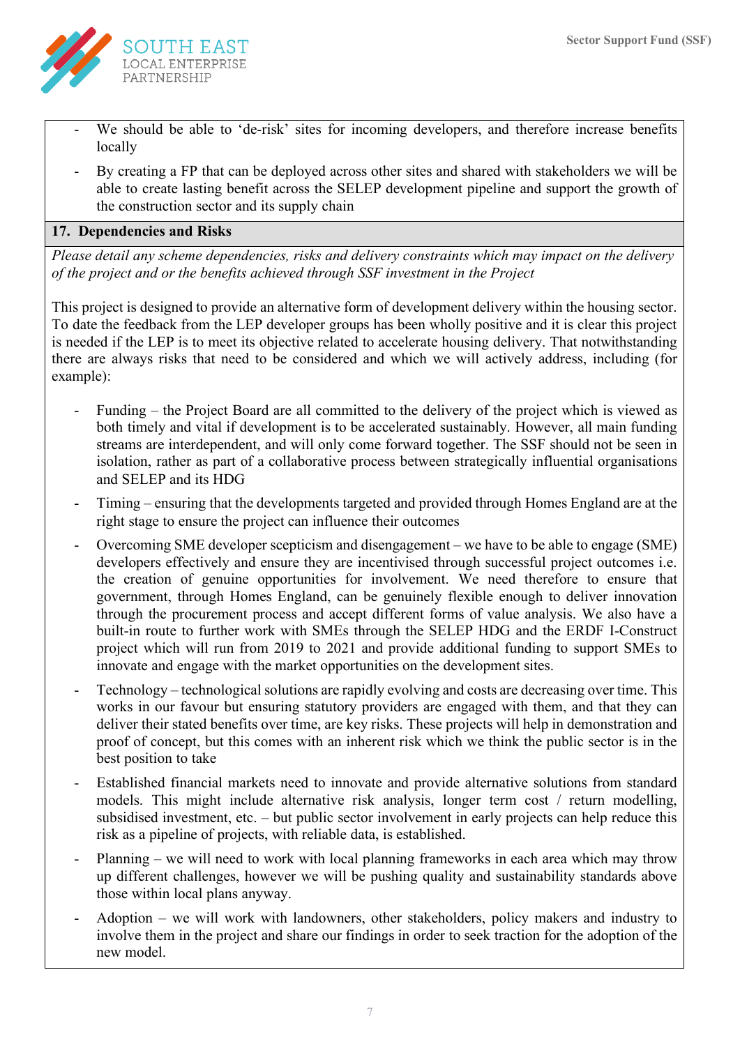- We should be able to 'de-risk' sites for incoming developers, and therefore increase benefits locally
- By creating a FP that can be deployed across other sites and shared with stakeholders we will be able to create lasting benefit across the SELEP development pipeline and support the growth of the construction sector and its supply chain

## 17. Dependencies and Risks

*Please detail any scheme dependencies, risks and delivery constraints which may impact on the delivery of the project and or the benefits achieved through SSF investment in the Project*

This project is designed to provide an alternative form of development delivery within the housing sector. To date the feedback from the LEP developer groups has been wholly positive and it is clear this project is needed if the LEP is to meet its objective related to accelerate housing delivery. That notwithstanding there are always risks that need to be considered and which we will actively address, including (for example):

- Funding – the Project Board are all committed to the delivery of the project which is viewed as both timely and vital if development is to be accelerated sustainably. However, all main funding streams are interdependent, and will only come forward together. The SSF should not be seen in isolation, rather as part of a collaborative process between strategically influential organisations and SELEP and its HDG
- Timing – ensuring that the developments targeted and provided through Homes England are at the right stage to ensure the project can influence their outcomes
- Overcoming SME developer scepticism and disengagement – we have to be able to engage (SME) developers effectively and ensure they are incentivised through successful project outcomes i.e. the creation of genuine opportunities for involvement. We need therefore to ensure that government, through Homes England, can be genuinely flexible enough to deliver innovation through the procurement process and accept different forms of value analysis. We also have a built-in route to further work with SMEs through the SELEP HDG and the ERDF I-Construct project which will run from 2019 to 2021 and provide additional funding to support SMEs to innovate and engage with the market opportunities on the development sites.
- Technology – technological solutions are rapidly evolving and costs are decreasing over time. This works in our favour but ensuring statutory providers are engaged with them, and that they can deliver their stated benefits over time, are key risks. These projects will help in demonstration and proof of concept, but this comes with an inherent risk which we think the public sector is in the best position to take
- Established financial markets need to innovate and provide alternative solutions from standard models. This might include alternative risk analysis, longer term cost / return modelling, subsidised investment, etc. – but public sector involvement in early projects can help reduce this risk as a pipeline of projects, with reliable data, is established.
- Planning – we will need to work with local planning frameworks in each area which may throw up different challenges, however we will be pushing quality and sustainability standards above those within local plans anyway.
- Adoption – we will work with landowners, other stakeholders, policy makers and industry to involve them in the project and share our findings in order to seek traction for the adoption of the new model.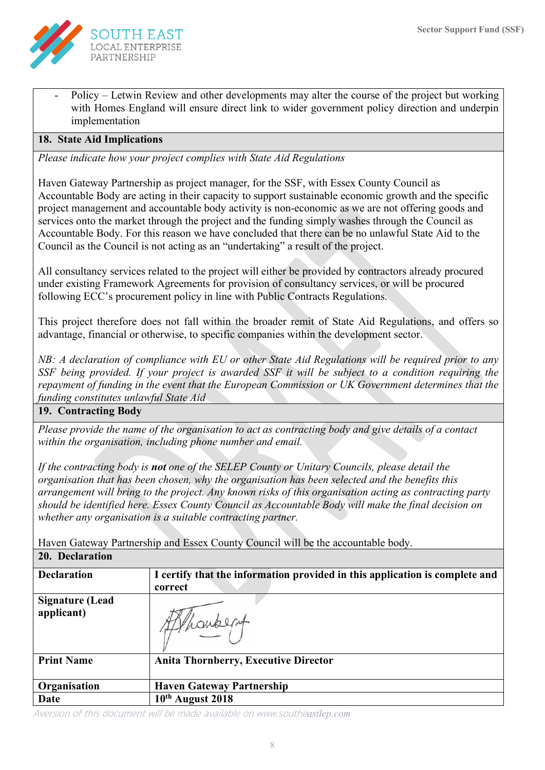- Policy – Letwin Review and other developments may alter the course of the project but working with Homes England will ensure direct link to wider government policy direction and underpin implementation

## 18. State Aid Implications

*Please indicate how your project complies with State Aid Regulations*

Haven Gateway Partnership as project manager, for the SSF, with Essex County Council as Accountable Body are acting in their capacity to support sustainable economic growth and the specific project management and accountable body activity is non-economic as we are not offering goods and services onto the market through the project and the funding simply washes through the Council as Accountable Body. For this reason we have concluded that there can be no unlawful State Aid to the Council as the Council is not acting as an "undertaking" a result of the project.

All consultancy services related to the project will either be provided by contractors already procured under existing Framework Agreements for provision of consultancy services, or will be procured following ECC's procurement policy in line with Public Contracts Regulations.

This project therefore does not fall within the broader remit of State Aid Regulations, and offers so advantage, financial or otherwise, to specific companies within the development sector.

*NB: A declaration of compliance with EU or other State Aid Regulations will be required prior to any SSF being provided. If your project is awarded SSF it will be subject to a condition requiring the repayment of funding in the event that the European Commission or UK Government determines that the funding constitutes unlawful State Aid*

## 19. Contracting Body

*Please provide the name of the organisation to act as contracting body and give details of a contact within the organisation, including phone number and email.*

*If the contracting body is **not** one of the SELEP County or Unitary Councils, please detail the organisation that has been chosen, why the organisation has been selected and the benefits this arrangement will bring to the project. Any known risks of this organisation acting as contracting party should be identified here. Essex County Council as Accountable Body will make the final decision on whether any organisation is a suitable contracting partner.*

Haven Gateway Partnership and Essex County Council will be the accountable body.

## 20. Declaration

| | |
|---|---|
| **Declaration** | **I certify that the information provided in this application is complete and correct** |
| **Signature (Lead applicant)** | A Thornberry |
| **Print Name** | **Anita Thornberry, Executive Director** |
| **Organisation** | **Haven Gateway Partnership** |
| **Date** | **10th August 2018** |

*A version of this document will be made available on www.southeastlep.com*